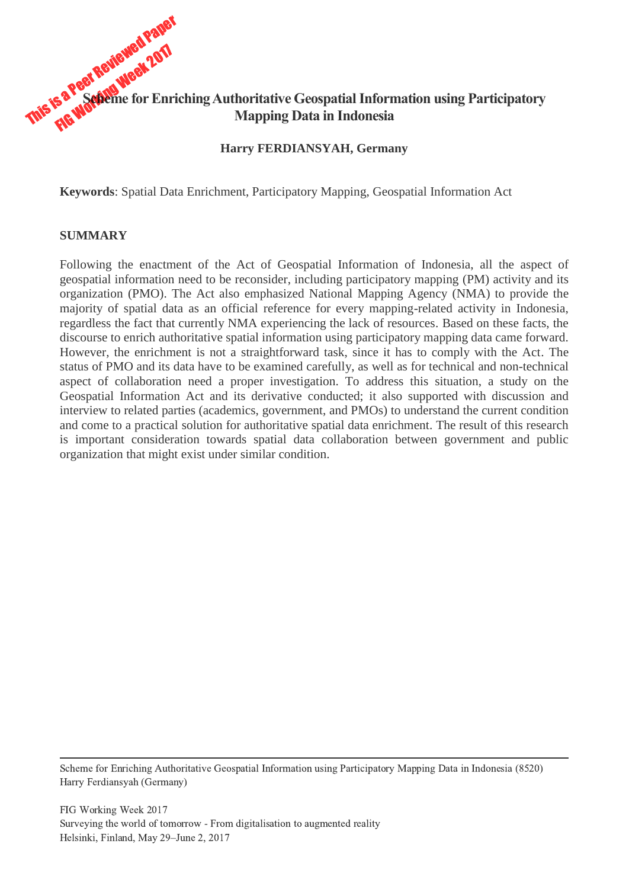This is a Peer Reviewed Paper
FIG Working Week 2017

# Scheme for Enriching Authoritative Geospatial Information using Participatory Mapping Data in Indonesia

**Harry FERDIANSYAH, Germany**

**Keywords**: Spatial Data Enrichment, Participatory Mapping, Geospatial Information Act

## SUMMARY

Following the enactment of the Act of Geospatial Information of Indonesia, all the aspect of geospatial information need to be reconsider, including participatory mapping (PM) activity and its organization (PMO). The Act also emphasized National Mapping Agency (NMA) to provide the majority of spatial data as an official reference for every mapping-related activity in Indonesia, regardless the fact that currently NMA experiencing the lack of resources. Based on these facts, the discourse to enrich authoritative spatial information using participatory mapping data came forward. However, the enrichment is not a straightforward task, since it has to comply with the Act. The status of PMO and its data have to be examined carefully, as well as for technical and non-technical aspect of collaboration need a proper investigation. To address this situation, a study on the Geospatial Information Act and its derivative conducted; it also supported with discussion and interview to related parties (academics, government, and PMOs) to understand the current condition and come to a practical solution for authoritative spatial data enrichment. The result of this research is important consideration towards spatial data collaboration between government and public organization that might exist under similar condition.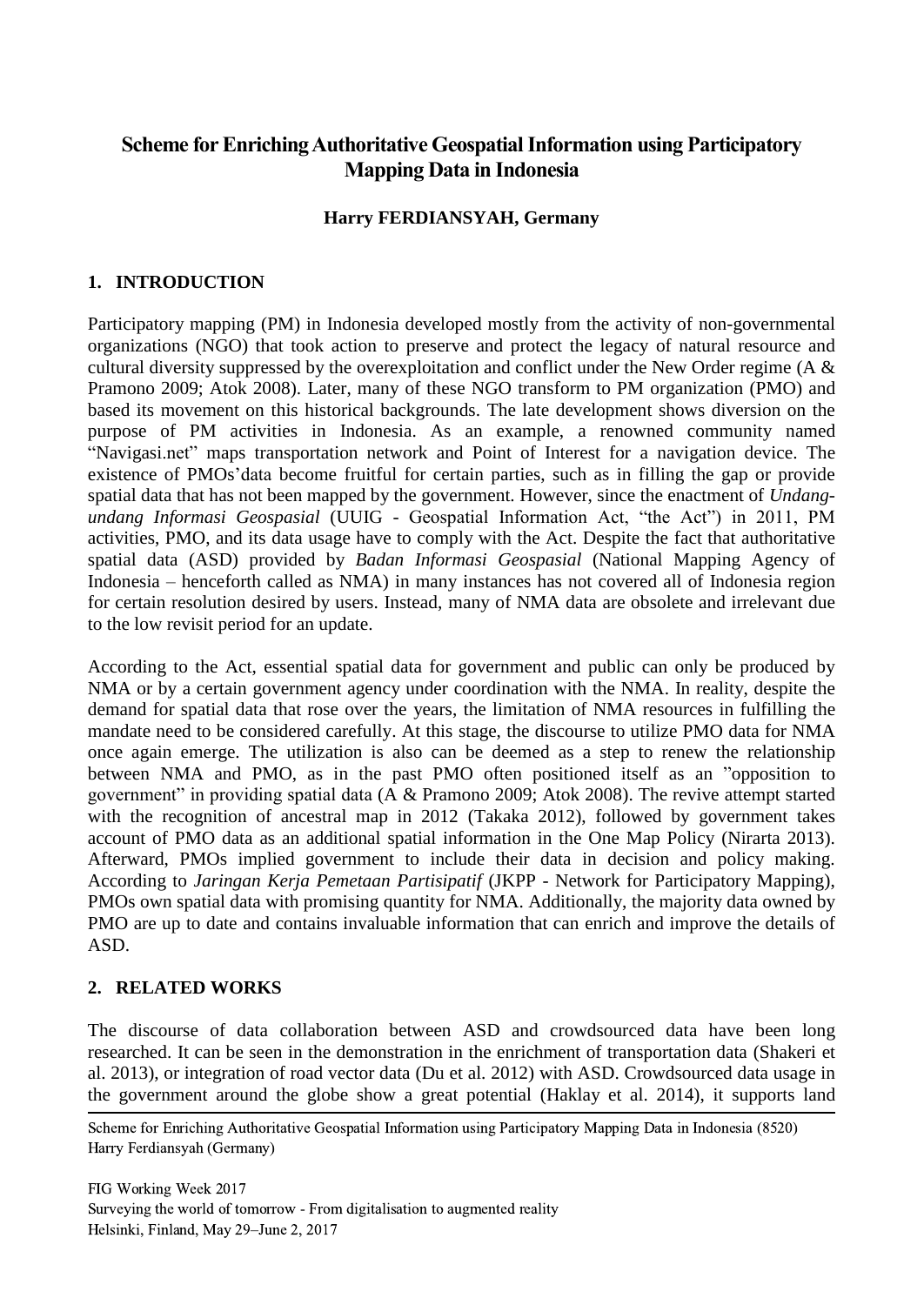# Scheme for Enriching Authoritative Geospatial Information using Participatory Mapping Data in Indonesia

**Harry FERDIANSYAH, Germany**

## 1. INTRODUCTION

Participatory mapping (PM) in Indonesia developed mostly from the activity of non-governmental organizations (NGO) that took action to preserve and protect the legacy of natural resource and cultural diversity suppressed by the overexploitation and conflict under the New Order regime (A & Pramono 2009; Atok 2008). Later, many of these NGO transform to PM organization (PMO) and based its movement on this historical backgrounds. The late development shows diversion on the purpose of PM activities in Indonesia. As an example, a renowned community named "Navigasi.net" maps transportation network and Point of Interest for a navigation device. The existence of PMOs'data become fruitful for certain parties, such as in filling the gap or provide spatial data that has not been mapped by the government. However, since the enactment of *Undang-undang Informasi Geospasial* (UUIG - Geospatial Information Act, "the Act") in 2011, PM activities, PMO, and its data usage have to comply with the Act. Despite the fact that authoritative spatial data (ASD) provided by *Badan Informasi Geospasial* (National Mapping Agency of Indonesia – henceforth called as NMA) in many instances has not covered all of Indonesia region for certain resolution desired by users. Instead, many of NMA data are obsolete and irrelevant due to the low revisit period for an update.

According to the Act, essential spatial data for government and public can only be produced by NMA or by a certain government agency under coordination with the NMA. In reality, despite the demand for spatial data that rose over the years, the limitation of NMA resources in fulfilling the mandate need to be considered carefully. At this stage, the discourse to utilize PMO data for NMA once again emerge. The utilization is also can be deemed as a step to renew the relationship between NMA and PMO, as in the past PMO often positioned itself as an "opposition to government" in providing spatial data (A & Pramono 2009; Atok 2008). The revive attempt started with the recognition of ancestral map in 2012 (Takaka 2012), followed by government takes account of PMO data as an additional spatial information in the One Map Policy (Nirarta 2013). Afterward, PMOs implied government to include their data in decision and policy making. According to *Jaringan Kerja Pemetaan Partisipatif* (JKPP - Network for Participatory Mapping), PMOs own spatial data with promising quantity for NMA. Additionally, the majority data owned by PMO are up to date and contains invaluable information that can enrich and improve the details of ASD.

## 2. RELATED WORKS

The discourse of data collaboration between ASD and crowdsourced data have been long researched. It can be seen in the demonstration in the enrichment of transportation data (Shakeri et al. 2013), or integration of road vector data (Du et al. 2012) with ASD. Crowdsourced data usage in the government around the globe show a great potential (Haklay et al. 2014), it supports land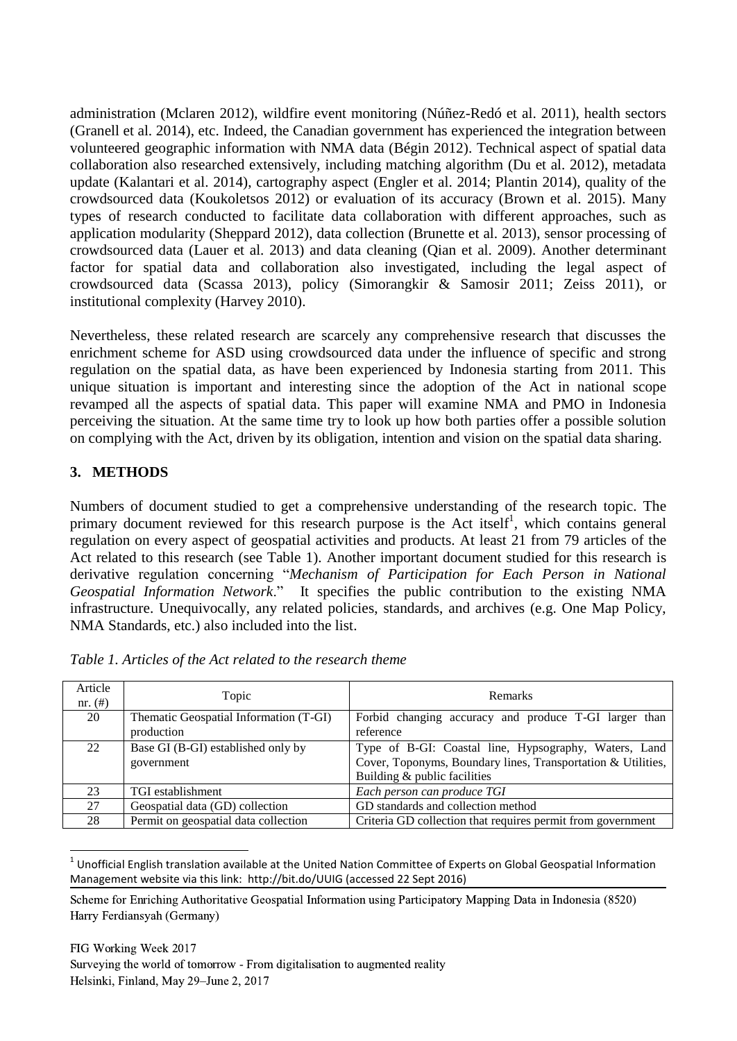administration (Mclaren 2012), wildfire event monitoring (Núñez-Redó et al. 2011), health sectors (Granell et al. 2014), etc. Indeed, the Canadian government has experienced the integration between volunteered geographic information with NMA data (Bégin 2012). Technical aspect of spatial data collaboration also researched extensively, including matching algorithm (Du et al. 2012), metadata update (Kalantari et al. 2014), cartography aspect (Engler et al. 2014; Plantin 2014), quality of the crowdsourced data (Koukoletsos 2012) or evaluation of its accuracy (Brown et al. 2015). Many types of research conducted to facilitate data collaboration with different approaches, such as application modularity (Sheppard 2012), data collection (Brunette et al. 2013), sensor processing of crowdsourced data (Lauer et al. 2013) and data cleaning (Qian et al. 2009). Another determinant factor for spatial data and collaboration also investigated, including the legal aspect of crowdsourced data (Scassa 2013), policy (Simorangkir & Samosir 2011; Zeiss 2011), or institutional complexity (Harvey 2010).

Nevertheless, these related research are scarcely any comprehensive research that discusses the enrichment scheme for ASD using crowdsourced data under the influence of specific and strong regulation on the spatial data, as have been experienced by Indonesia starting from 2011. This unique situation is important and interesting since the adoption of the Act in national scope revamped all the aspects of spatial data. This paper will examine NMA and PMO in Indonesia perceiving the situation. At the same time try to look up how both parties offer a possible solution on complying with the Act, driven by its obligation, intention and vision on the spatial data sharing.

## 3. METHODS

Numbers of document studied to get a comprehensive understanding of the research topic. The primary document reviewed for this research purpose is the Act itself[1], which contains general regulation on every aspect of geospatial activities and products. At least 21 from 79 articles of the Act related to this research (see Table 1). Another important document studied for this research is derivative regulation concerning "*Mechanism of Participation for Each Person in National Geospatial Information Network*." It specifies the public contribution to the existing NMA infrastructure. Unequivocally, any related policies, standards, and archives (e.g. One Map Policy, NMA Standards, etc.) also included into the list.

*Table 1. Articles of the Act related to the research theme*

| Article nr. (#) | Topic | Remarks |
|---|---|---|
| 20 | Thematic Geospatial Information (T-GI) production | Forbid changing accuracy and produce T-GI larger than reference |
| 22 | Base GI (B-GI) established only by government | Type of B-GI: Coastal line, Hypsography, Waters, Land Cover, Toponyms, Boundary lines, Transportation & Utilities, Building & public facilities |
| 23 | TGI establishment | *Each person can produce TGI* |
| 27 | Geospatial data (GD) collection | GD standards and collection method |
| 28 | Permit on geospatial data collection | Criteria GD collection that requires permit from government |

[1] Unofficial English translation available at the United Nation Committee of Experts on Global Geospatial Information Management website via this link: http://bit.do/UUIG (accessed 22 Sept 2016)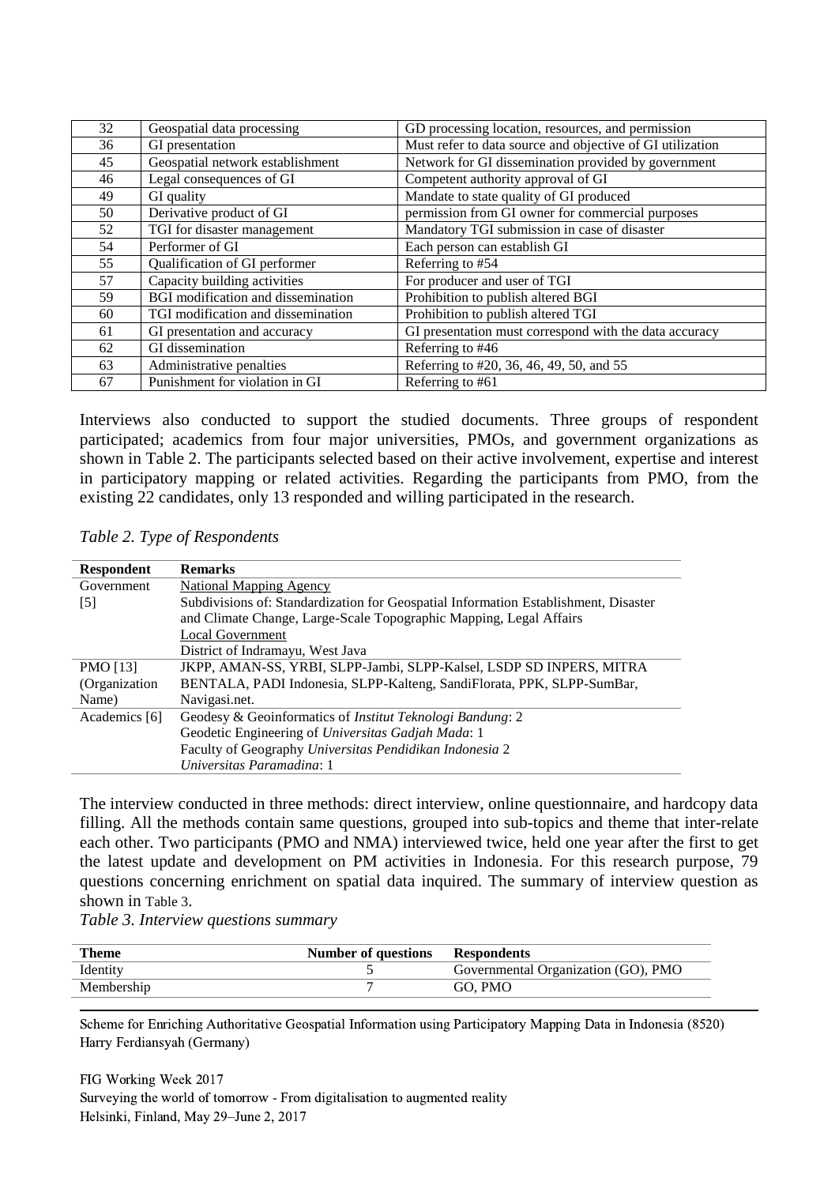| | | |
|---|---|---|
| 32 | Geospatial data processing | GD processing location, resources, and permission |
| 36 | GI presentation | Must refer to data source and objective of GI utilization |
| 45 | Geospatial network establishment | Network for GI dissemination provided by government |
| 46 | Legal consequences of GI | Competent authority approval of GI |
| 49 | GI quality | Mandate to state quality of GI produced |
| 50 | Derivative product of GI | permission from GI owner for commercial purposes |
| 52 | TGI for disaster management | Mandatory TGI submission in case of disaster |
| 54 | Performer of GI | Each person can establish GI |
| 55 | Qualification of GI performer | Referring to #54 |
| 57 | Capacity building activities | For producer and user of TGI |
| 59 | BGI modification and dissemination | Prohibition to publish altered BGI |
| 60 | TGI modification and dissemination | Prohibition to publish altered TGI |
| 61 | GI presentation and accuracy | GI presentation must correspond with the data accuracy |
| 62 | GI dissemination | Referring to #46 |
| 63 | Administrative penalties | Referring to #20, 36, 46, 49, 50, and 55 |
| 67 | Punishment for violation in GI | Referring to #61 |

Interviews also conducted to support the studied documents. Three groups of respondent participated; academics from four major universities, PMOs, and government organizations as shown in Table 2. The participants selected based on their active involvement, expertise and interest in participatory mapping or related activities. Regarding the participants from PMO, from the existing 22 candidates, only 13 responded and willing participated in the research.

*Table 2. Type of Respondents*

| **Respondent** | **Remarks** |
|---|---|
| Government [5] | National Mapping Agency<br>Subdivisions of: Standardization for Geospatial Information Establishment, Disaster and Climate Change, Large-Scale Topographic Mapping, Legal Affairs<br>Local Government<br>District of Indramayu, West Java |
| PMO [13] (Organization Name) | JKPP, AMAN-SS, YRBI, SLPP-Jambi, SLPP-Kalsel, LSDP SD INPERS, MITRA BENTALA, PADI Indonesia, SLPP-Kalteng, SandiFlorata, PPK, SLPP-SumBar, Navigasi.net. |
| Academics [6] | Geodesy & Geoinformatics of *Institut Teknologi Bandung*: 2<br>Geodetic Engineering of *Universitas Gadjah Mada*: 1<br>Faculty of Geography *Universitas Pendidikan Indonesia* 2<br>*Universitas Paramadina*: 1 |

The interview conducted in three methods: direct interview, online questionnaire, and hardcopy data filling. All the methods contain same questions, grouped into sub-topics and theme that inter-relate each other. Two participants (PMO and NMA) interviewed twice, held one year after the first to get the latest update and development on PM activities in Indonesia. For this research purpose, 79 questions concerning enrichment on spatial data inquired. The summary of interview question as shown in Table 3.

*Table 3. Interview questions summary*

| **Theme** | **Number of questions** | **Respondents** |
|---|---|---|
| Identity | 5 | Governmental Organization (GO), PMO |
| Membership | 7 | GO, PMO |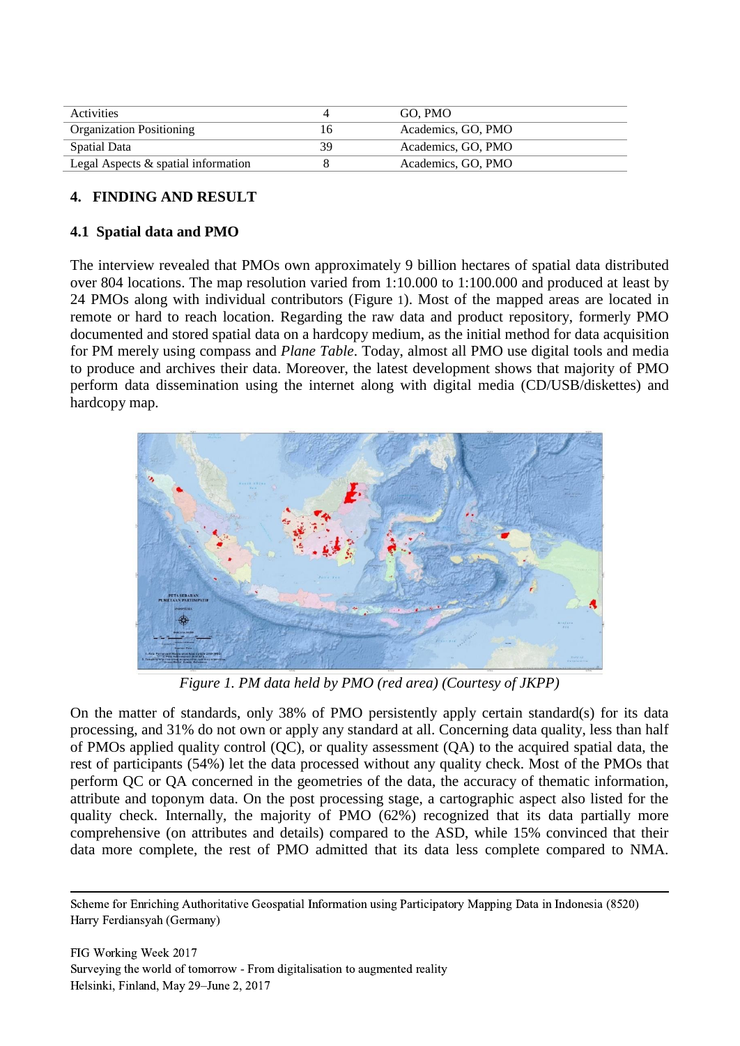| | | |
|---|---|---|
| Activities | 4 | GO, PMO |
| Organization Positioning | 16 | Academics, GO, PMO |
| Spatial Data | 39 | Academics, GO, PMO |
| Legal Aspects & spatial information | 8 | Academics, GO, PMO |

## 4. FINDING AND RESULT

### 4.1 Spatial data and PMO

The interview revealed that PMOs own approximately 9 billion hectares of spatial data distributed over 804 locations. The map resolution varied from 1:10.000 to 1:100.000 and produced at least by 24 PMOs along with individual contributors (Figure 1). Most of the mapped areas are located in remote or hard to reach location. Regarding the raw data and product repository, formerly PMO documented and stored spatial data on a hardcopy medium, as the initial method for data acquisition for PM merely using compass and *Plane Table*. Today, almost all PMO use digital tools and media to produce and archives their data. Moreover, the latest development shows that majority of PMO perform data dissemination using the internet along with digital media (CD/USB/diskettes) and hardcopy map.

*Figure 1. PM data held by PMO (red area) (Courtesy of JKPP)*

On the matter of standards, only 38% of PMO persistently apply certain standard(s) for its data processing, and 31% do not own or apply any standard at all. Concerning data quality, less than half of PMOs applied quality control (QC), or quality assessment (QA) to the acquired spatial data, the rest of participants (54%) let the data processed without any quality check. Most of the PMOs that perform QC or QA concerned in the geometries of the data, the accuracy of thematic information, attribute and toponym data. On the post processing stage, a cartographic aspect also listed for the quality check. Internally, the majority of PMO (62%) recognized that its data partially more comprehensive (on attributes and details) compared to the ASD, while 15% convinced that their data more complete, the rest of PMO admitted that its data less complete compared to NMA.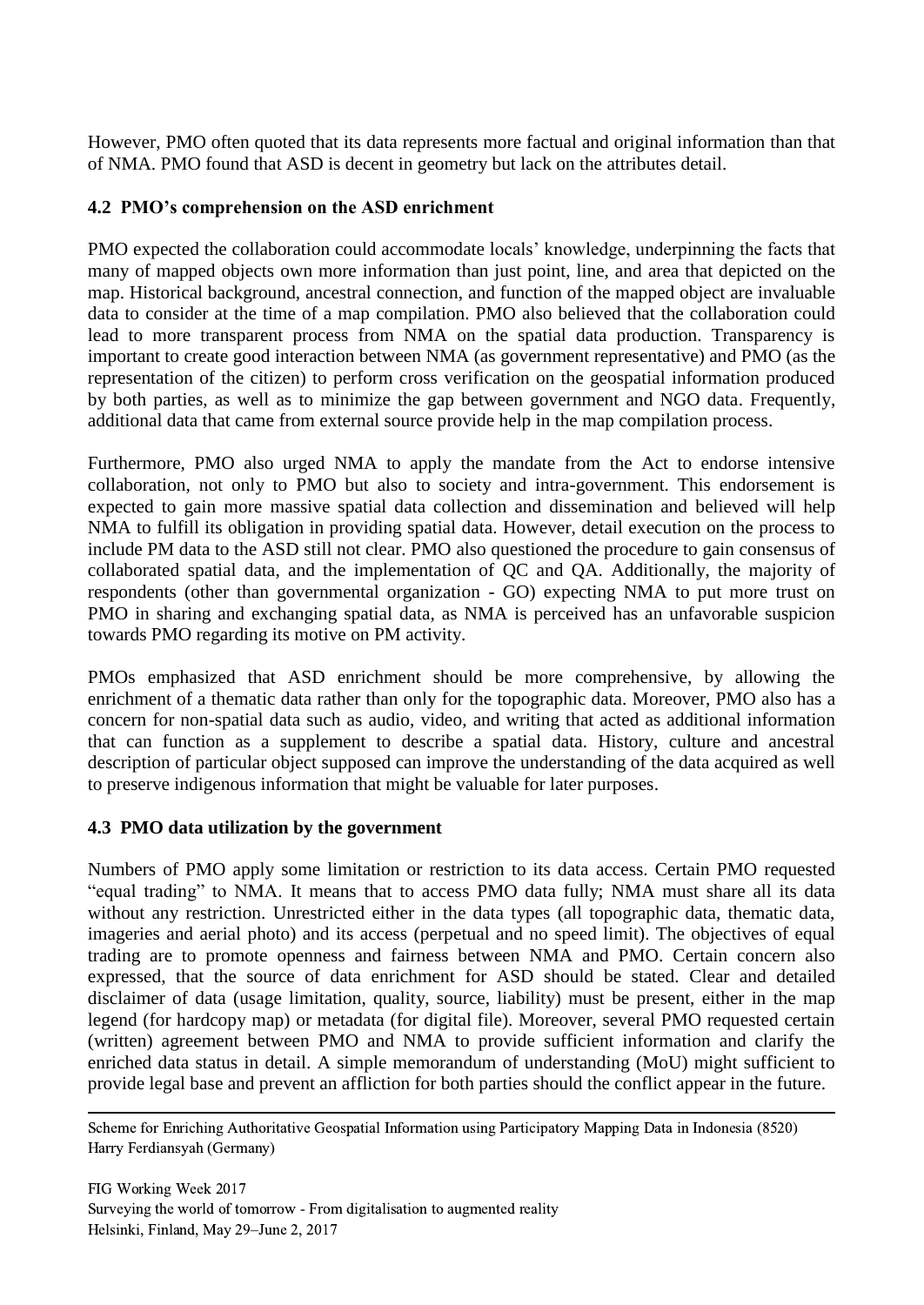However, PMO often quoted that its data represents more factual and original information than that of NMA. PMO found that ASD is decent in geometry but lack on the attributes detail.

### 4.2 PMO's comprehension on the ASD enrichment

PMO expected the collaboration could accommodate locals' knowledge, underpinning the facts that many of mapped objects own more information than just point, line, and area that depicted on the map. Historical background, ancestral connection, and function of the mapped object are invaluable data to consider at the time of a map compilation. PMO also believed that the collaboration could lead to more transparent process from NMA on the spatial data production. Transparency is important to create good interaction between NMA (as government representative) and PMO (as the representation of the citizen) to perform cross verification on the geospatial information produced by both parties, as well as to minimize the gap between government and NGO data. Frequently, additional data that came from external source provide help in the map compilation process.

Furthermore, PMO also urged NMA to apply the mandate from the Act to endorse intensive collaboration, not only to PMO but also to society and intra-government. This endorsement is expected to gain more massive spatial data collection and dissemination and believed will help NMA to fulfill its obligation in providing spatial data. However, detail execution on the process to include PM data to the ASD still not clear. PMO also questioned the procedure to gain consensus of collaborated spatial data, and the implementation of QC and QA. Additionally, the majority of respondents (other than governmental organization - GO) expecting NMA to put more trust on PMO in sharing and exchanging spatial data, as NMA is perceived has an unfavorable suspicion towards PMO regarding its motive on PM activity.

PMOs emphasized that ASD enrichment should be more comprehensive, by allowing the enrichment of a thematic data rather than only for the topographic data. Moreover, PMO also has a concern for non-spatial data such as audio, video, and writing that acted as additional information that can function as a supplement to describe a spatial data. History, culture and ancestral description of particular object supposed can improve the understanding of the data acquired as well to preserve indigenous information that might be valuable for later purposes.

### 4.3 PMO data utilization by the government

Numbers of PMO apply some limitation or restriction to its data access. Certain PMO requested "equal trading" to NMA. It means that to access PMO data fully; NMA must share all its data without any restriction. Unrestricted either in the data types (all topographic data, thematic data, imageries and aerial photo) and its access (perpetual and no speed limit). The objectives of equal trading are to promote openness and fairness between NMA and PMO. Certain concern also expressed, that the source of data enrichment for ASD should be stated. Clear and detailed disclaimer of data (usage limitation, quality, source, liability) must be present, either in the map legend (for hardcopy map) or metadata (for digital file). Moreover, several PMO requested certain (written) agreement between PMO and NMA to provide sufficient information and clarify the enriched data status in detail. A simple memorandum of understanding (MoU) might sufficient to provide legal base and prevent an affliction for both parties should the conflict appear in the future.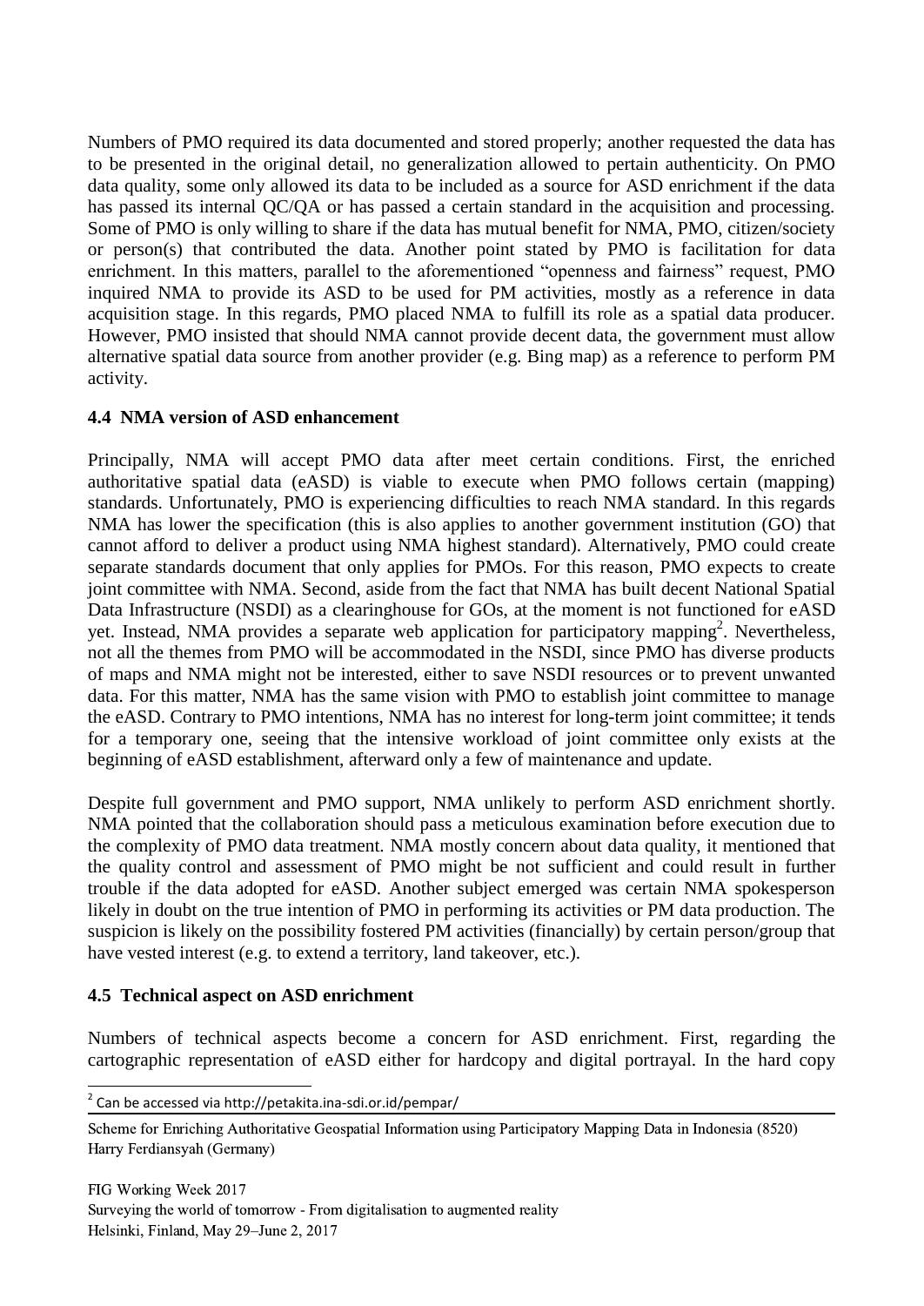Numbers of PMO required its data documented and stored properly; another requested the data has to be presented in the original detail, no generalization allowed to pertain authenticity. On PMO data quality, some only allowed its data to be included as a source for ASD enrichment if the data has passed its internal QC/QA or has passed a certain standard in the acquisition and processing. Some of PMO is only willing to share if the data has mutual benefit for NMA, PMO, citizen/society or person(s) that contributed the data. Another point stated by PMO is facilitation for data enrichment. In this matters, parallel to the aforementioned "openness and fairness" request, PMO inquired NMA to provide its ASD to be used for PM activities, mostly as a reference in data acquisition stage. In this regards, PMO placed NMA to fulfill its role as a spatial data producer. However, PMO insisted that should NMA cannot provide decent data, the government must allow alternative spatial data source from another provider (e.g. Bing map) as a reference to perform PM activity.

### 4.4 NMA version of ASD enhancement

Principally, NMA will accept PMO data after meet certain conditions. First, the enriched authoritative spatial data (eASD) is viable to execute when PMO follows certain (mapping) standards. Unfortunately, PMO is experiencing difficulties to reach NMA standard. In this regards NMA has lower the specification (this is also applies to another government institution (GO) that cannot afford to deliver a product using NMA highest standard). Alternatively, PMO could create separate standards document that only applies for PMOs. For this reason, PMO expects to create joint committee with NMA. Second, aside from the fact that NMA has built decent National Spatial Data Infrastructure (NSDI) as a clearinghouse for GOs, at the moment is not functioned for eASD yet. Instead, NMA provides a separate web application for participatory mapping[2]. Nevertheless, not all the themes from PMO will be accommodated in the NSDI, since PMO has diverse products of maps and NMA might not be interested, either to save NSDI resources or to prevent unwanted data. For this matter, NMA has the same vision with PMO to establish joint committee to manage the eASD. Contrary to PMO intentions, NMA has no interest for long-term joint committee; it tends for a temporary one, seeing that the intensive workload of joint committee only exists at the beginning of eASD establishment, afterward only a few of maintenance and update.

Despite full government and PMO support, NMA unlikely to perform ASD enrichment shortly. NMA pointed that the collaboration should pass a meticulous examination before execution due to the complexity of PMO data treatment. NMA mostly concern about data quality, it mentioned that the quality control and assessment of PMO might be not sufficient and could result in further trouble if the data adopted for eASD. Another subject emerged was certain NMA spokesperson likely in doubt on the true intention of PMO in performing its activities or PM data production. The suspicion is likely on the possibility fostered PM activities (financially) by certain person/group that have vested interest (e.g. to extend a territory, land takeover, etc.).

### 4.5 Technical aspect on ASD enrichment

Numbers of technical aspects become a concern for ASD enrichment. First, regarding the cartographic representation of eASD either for hardcopy and digital portrayal. In the hard copy

[2] Can be accessed via http://petakita.ina-sdi.or.id/pempar/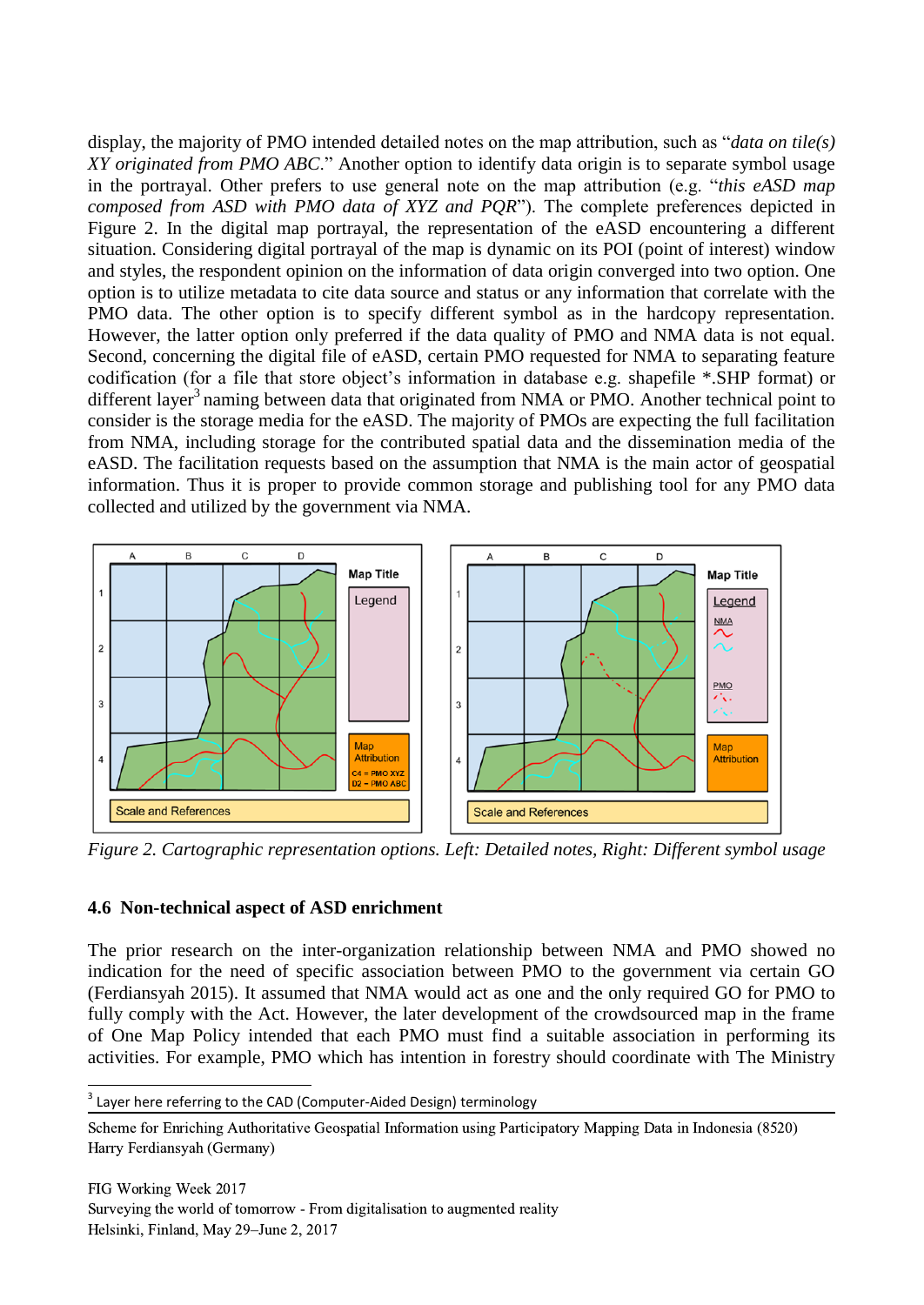display, the majority of PMO intended detailed notes on the map attribution, such as "*data on tile(s) XY originated from PMO ABC*." Another option to identify data origin is to separate symbol usage in the portrayal. Other prefers to use general note on the map attribution (e.g. "*this eASD map composed from ASD with PMO data of XYZ and PQR*"). The complete preferences depicted in Figure 2. In the digital map portrayal, the representation of the eASD encountering a different situation. Considering digital portrayal of the map is dynamic on its POI (point of interest) window and styles, the respondent opinion on the information of data origin converged into two option. One option is to utilize metadata to cite data source and status or any information that correlate with the PMO data. The other option is to specify different symbol as in the hardcopy representation. However, the latter option only preferred if the data quality of PMO and NMA data is not equal. Second, concerning the digital file of eASD, certain PMO requested for NMA to separating feature codification (for a file that store object's information in database e.g. shapefile *.SHP format) or different layer[3] naming between data that originated from NMA or PMO. Another technical point to consider is the storage media for the eASD. The majority of PMOs are expecting the full facilitation from NMA, including storage for the contributed spatial data and the dissemination media of the eASD. The facilitation requests based on the assumption that NMA is the main actor of geospatial information. Thus it is proper to provide common storage and publishing tool for any PMO data collected and utilized by the government via NMA.

A B C D
1 2 3 4
Map Title
Legend
Map Attribution
C4 = PMO XYZ
D2 = PMO ABC
Scale and References

A B C D
1 2 3 4
Map Title
Legend
NMA
PMO
Map Attribution
Scale and References

*Figure 2. Cartographic representation options. Left: Detailed notes, Right: Different symbol usage*

### 4.6 Non-technical aspect of ASD enrichment

The prior research on the inter-organization relationship between NMA and PMO showed no indication for the need of specific association between PMO to the government via certain GO (Ferdiansyah 2015). It assumed that NMA would act as one and the only required GO for PMO to fully comply with the Act. However, the later development of the crowdsourced map in the frame of One Map Policy intended that each PMO must find a suitable association in performing its activities. For example, PMO which has intention in forestry should coordinate with The Ministry

[3] Layer here referring to the CAD (Computer-Aided Design) terminology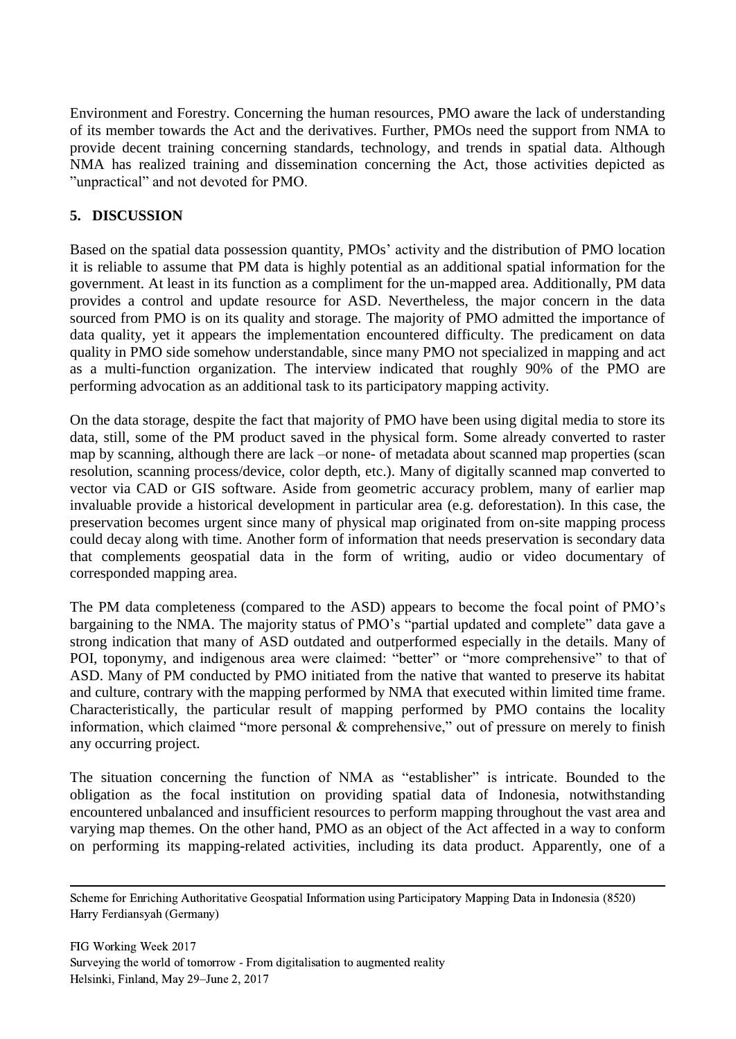Environment and Forestry. Concerning the human resources, PMO aware the lack of understanding of its member towards the Act and the derivatives. Further, PMOs need the support from NMA to provide decent training concerning standards, technology, and trends in spatial data. Although NMA has realized training and dissemination concerning the Act, those activities depicted as ”unpractical” and not devoted for PMO.

## 5. DISCUSSION

Based on the spatial data possession quantity, PMOs' activity and the distribution of PMO location it is reliable to assume that PM data is highly potential as an additional spatial information for the government. At least in its function as a compliment for the un-mapped area. Additionally, PM data provides a control and update resource for ASD. Nevertheless, the major concern in the data sourced from PMO is on its quality and storage. The majority of PMO admitted the importance of data quality, yet it appears the implementation encountered difficulty. The predicament on data quality in PMO side somehow understandable, since many PMO not specialized in mapping and act as a multi-function organization. The interview indicated that roughly 90% of the PMO are performing advocation as an additional task to its participatory mapping activity.

On the data storage, despite the fact that majority of PMO have been using digital media to store its data, still, some of the PM product saved in the physical form. Some already converted to raster map by scanning, although there are lack –or none- of metadata about scanned map properties (scan resolution, scanning process/device, color depth, etc.). Many of digitally scanned map converted to vector via CAD or GIS software. Aside from geometric accuracy problem, many of earlier map invaluable provide a historical development in particular area (e.g. deforestation). In this case, the preservation becomes urgent since many of physical map originated from on-site mapping process could decay along with time. Another form of information that needs preservation is secondary data that complements geospatial data in the form of writing, audio or video documentary of corresponded mapping area.

The PM data completeness (compared to the ASD) appears to become the focal point of PMO's bargaining to the NMA. The majority status of PMO's "partial updated and complete" data gave a strong indication that many of ASD outdated and outperformed especially in the details. Many of POI, toponymy, and indigenous area were claimed: "better" or "more comprehensive" to that of ASD. Many of PM conducted by PMO initiated from the native that wanted to preserve its habitat and culture, contrary with the mapping performed by NMA that executed within limited time frame. Characteristically, the particular result of mapping performed by PMO contains the locality information, which claimed "more personal & comprehensive," out of pressure on merely to finish any occurring project.

The situation concerning the function of NMA as "establisher" is intricate. Bounded to the obligation as the focal institution on providing spatial data of Indonesia, notwithstanding encountered unbalanced and insufficient resources to perform mapping throughout the vast area and varying map themes. On the other hand, PMO as an object of the Act affected in a way to conform on performing its mapping-related activities, including its data product. Apparently, one of a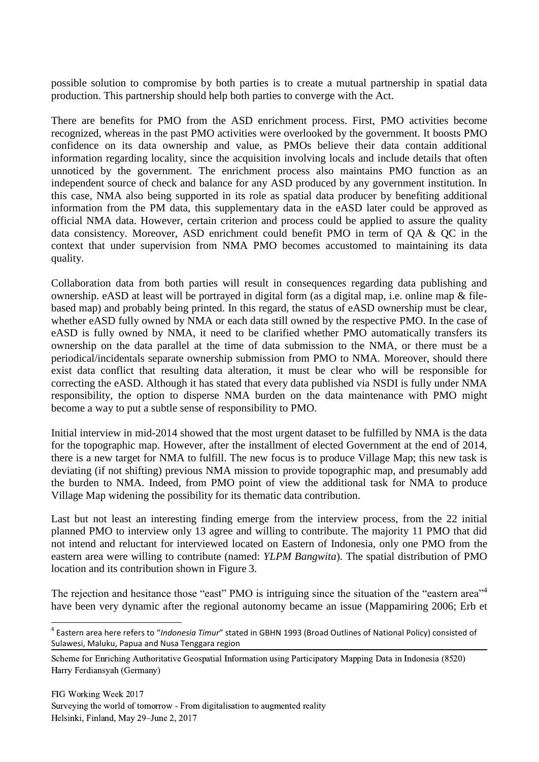possible solution to compromise by both parties is to create a mutual partnership in spatial data production. This partnership should help both parties to converge with the Act.

There are benefits for PMO from the ASD enrichment process. First, PMO activities become recognized, whereas in the past PMO activities were overlooked by the government. It boosts PMO confidence on its data ownership and value, as PMOs believe their data contain additional information regarding locality, since the acquisition involving locals and include details that often unnoticed by the government. The enrichment process also maintains PMO function as an independent source of check and balance for any ASD produced by any government institution. In this case, NMA also being supported in its role as spatial data producer by benefiting additional information from the PM data, this supplementary data in the eASD later could be approved as official NMA data. However, certain criterion and process could be applied to assure the quality data consistency. Moreover, ASD enrichment could benefit PMO in term of QA & QC in the context that under supervision from NMA PMO becomes accustomed to maintaining its data quality.

Collaboration data from both parties will result in consequences regarding data publishing and ownership. eASD at least will be portrayed in digital form (as a digital map, i.e. online map & file-based map) and probably being printed. In this regard, the status of eASD ownership must be clear, whether eASD fully owned by NMA or each data still owned by the respective PMO. In the case of eASD is fully owned by NMA, it need to be clarified whether PMO automatically transfers its ownership on the data parallel at the time of data submission to the NMA, or there must be a periodical/incidentals separate ownership submission from PMO to NMA. Moreover, should there exist data conflict that resulting data alteration, it must be clear who will be responsible for correcting the eASD. Although it has stated that every data published via NSDI is fully under NMA responsibility, the option to disperse NMA burden on the data maintenance with PMO might become a way to put a subtle sense of responsibility to PMO.

Initial interview in mid-2014 showed that the most urgent dataset to be fulfilled by NMA is the data for the topographic map. However, after the installment of elected Government at the end of 2014, there is a new target for NMA to fulfill. The new focus is to produce Village Map; this new task is deviating (if not shifting) previous NMA mission to provide topographic map, and presumably add the burden to NMA. Indeed, from PMO point of view the additional task for NMA to produce Village Map widening the possibility for its thematic data contribution.

Last but not least an interesting finding emerge from the interview process, from the 22 initial planned PMO to interview only 13 agree and willing to contribute. The majority 11 PMO that did not intend and reluctant for interviewed located on Eastern of Indonesia, only one PMO from the eastern area were willing to contribute (named: *YLPM Bangwita*). The spatial distribution of PMO location and its contribution shown in Figure 3.

The rejection and hesitance those "east" PMO is intriguing since the situation of the "eastern area"[4] have been very dynamic after the regional autonomy became an issue (Mappamiring 2006; Erb et

[4] Eastern area here refers to "*Indonesia Timur*" stated in GBHN 1993 (Broad Outlines of National Policy) consisted of Sulawesi, Maluku, Papua and Nusa Tenggara region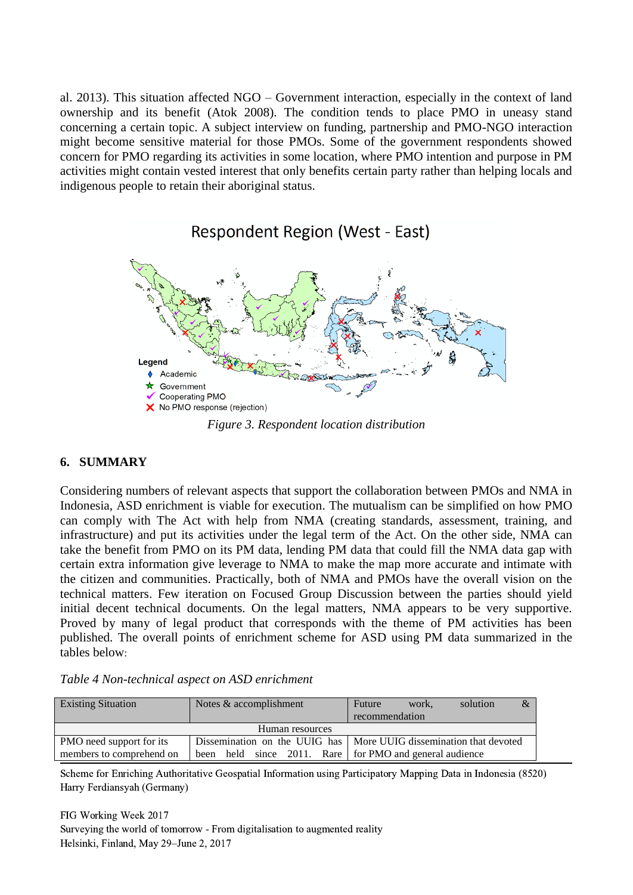al. 2013). This situation affected NGO – Government interaction, especially in the context of land ownership and its benefit (Atok 2008). The condition tends to place PMO in uneasy stand concerning a certain topic. A subject interview on funding, partnership and PMO-NGO interaction might become sensitive material for those PMOs. Some of the government respondents showed concern for PMO regarding its activities in some location, where PMO intention and purpose in PM activities might contain vested interest that only benefits certain party rather than helping locals and indigenous people to retain their aboriginal status.

Respondent Region (West - East)

Legend
Academic
Government
Cooperating PMO
No PMO response (rejection)

*Figure 3. Respondent location distribution*

## 6. SUMMARY

Considering numbers of relevant aspects that support the collaboration between PMOs and NMA in Indonesia, ASD enrichment is viable for execution. The mutualism can be simplified on how PMO can comply with The Act with help from NMA (creating standards, assessment, training, and infrastructure) and put its activities under the legal term of the Act. On the other side, NMA can take the benefit from PMO on its PM data, lending PM data that could fill the NMA data gap with certain extra information give leverage to NMA to make the map more accurate and intimate with the citizen and communities. Practically, both of NMA and PMOs have the overall vision on the technical matters. Few iteration on Focused Group Discussion between the parties should yield initial decent technical documents. On the legal matters, NMA appears to be very supportive. Proved by many of legal product that corresponds with the theme of PM activities has been published. The overall points of enrichment scheme for ASD using PM data summarized in the tables below:

*Table 4 Non-technical aspect on ASD enrichment*

| Existing Situation | Notes & accomplishment | Future work, solution & recommendation |
|---|---|---|
| | Human resources | |
| PMO need support for its members to comprehend on | Dissemination on the UUIG has been held since 2011. Rare | More UUIG dissemination that devoted for PMO and general audience |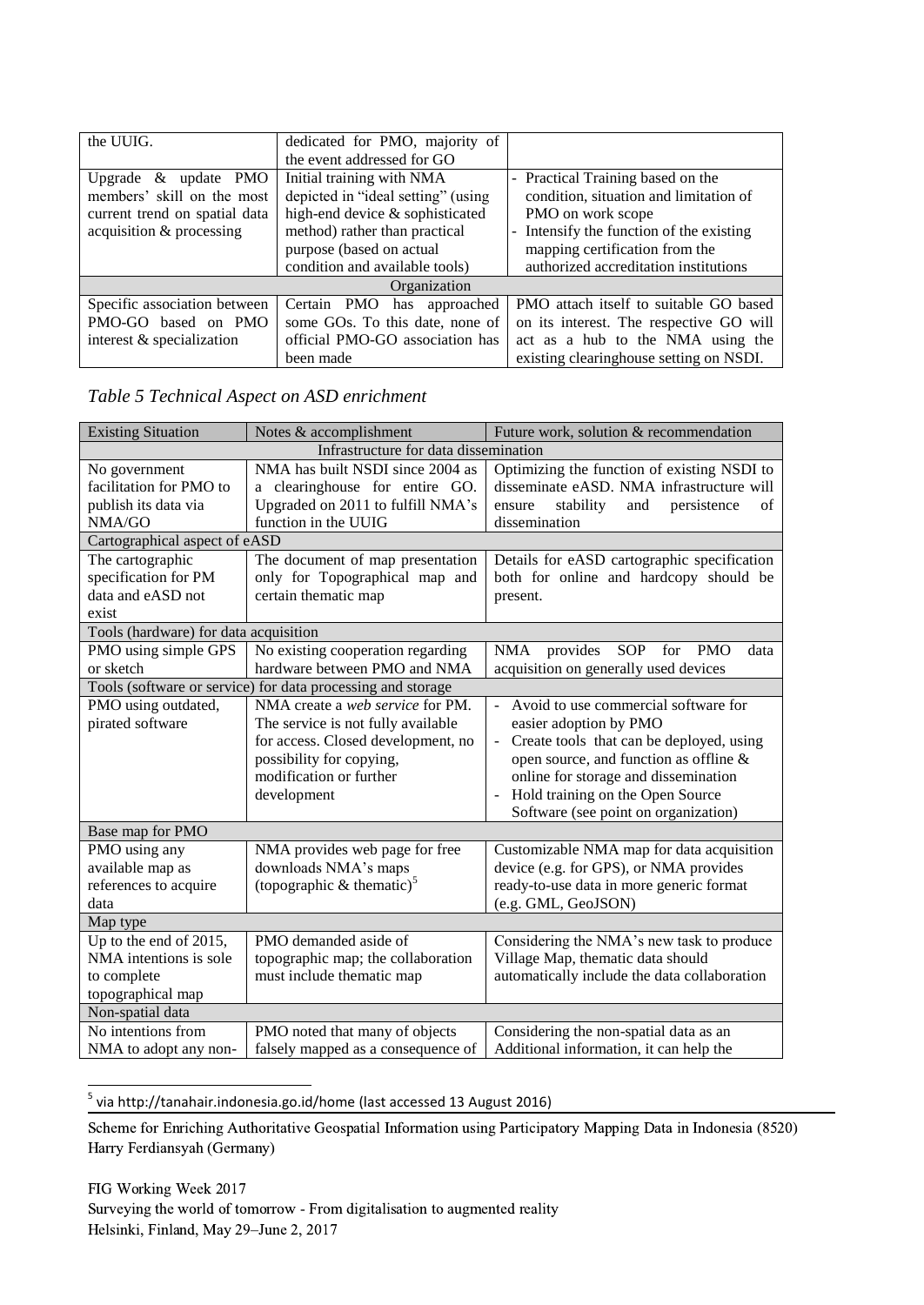| | | |
|---|---|---|
| the UUIG. | dedicated for PMO, majority of the event addressed for GO | |
| Upgrade & update PMO members' skill on the most current trend on spatial data acquisition & processing | Initial training with NMA depicted in "ideal setting" (using high-end device & sophisticated method) rather than practical purpose (based on actual condition and available tools) | - Practical Training based on the condition, situation and limitation of PMO on work scope<br>- Intensify the function of the existing mapping certification from the authorized accreditation institutions |
| Organization | | |
| Specific association between PMO-GO based on PMO interest & specialization | Certain PMO has approached some GOs. To this date, none of official PMO-GO association has been made | PMO attach itself to suitable GO based on its interest. The respective GO will act as a hub to the NMA using the existing clearinghouse setting on NSDI. |

*Table 5 Technical Aspect on ASD enrichment*

| Existing Situation | Notes & accomplishment | Future work, solution & recommendation |
|---|---|---|
| Infrastructure for data dissemination | | |
| No government facilitation for PMO to publish its data via NMA/GO | NMA has built NSDI since 2004 as a clearinghouse for entire GO. Upgraded on 2011 to fulfill NMA's function in the UUIG | Optimizing the function of existing NSDI to disseminate eASD. NMA infrastructure will ensure stability and persistence of dissemination |
| Cartographical aspect of eASD | | |
| The cartographic specification for PM data and eASD not exist | The document of map presentation only for Topographical map and certain thematic map | Details for eASD cartographic specification both for online and hardcopy should be present. |
| Tools (hardware) for data acquisition | | |
| PMO using simple GPS or sketch | No existing cooperation regarding hardware between PMO and NMA | NMA provides SOP for PMO data acquisition on generally used devices |
| Tools (software or service) for data processing and storage | | |
| PMO using outdated, pirated software | NMA create a *web service* for PM. The service is not fully available for access. Closed development, no possibility for copying, modification or further development | - Avoid to use commercial software for easier adoption by PMO<br>- Create tools that can be deployed, using open source, and function as offline & online for storage and dissemination<br>- Hold training on the Open Source Software (see point on organization) |
| Base map for PMO | | |
| PMO using any available map as references to acquire data | NMA provides web page for free downloads NMA's maps (topographic & thematic)[5] | Customizable NMA map for data acquisition device (e.g. for GPS), or NMA provides ready-to-use data in more generic format (e.g. GML, GeoJSON) |
| Map type | | |
| Up to the end of 2015, NMA intentions is sole to complete topographical map | PMO demanded aside of topographic map; the collaboration must include thematic map | Considering the NMA's new task to produce Village Map, thematic data should automatically include the data collaboration |
| Non-spatial data | | |
| No intentions from NMA to adopt any non- | PMO noted that many of objects falsely mapped as a consequence of | Considering the non-spatial data as an Additional information, it can help the |

[5] via http://tanahair.indonesia.go.id/home (last accessed 13 August 2016)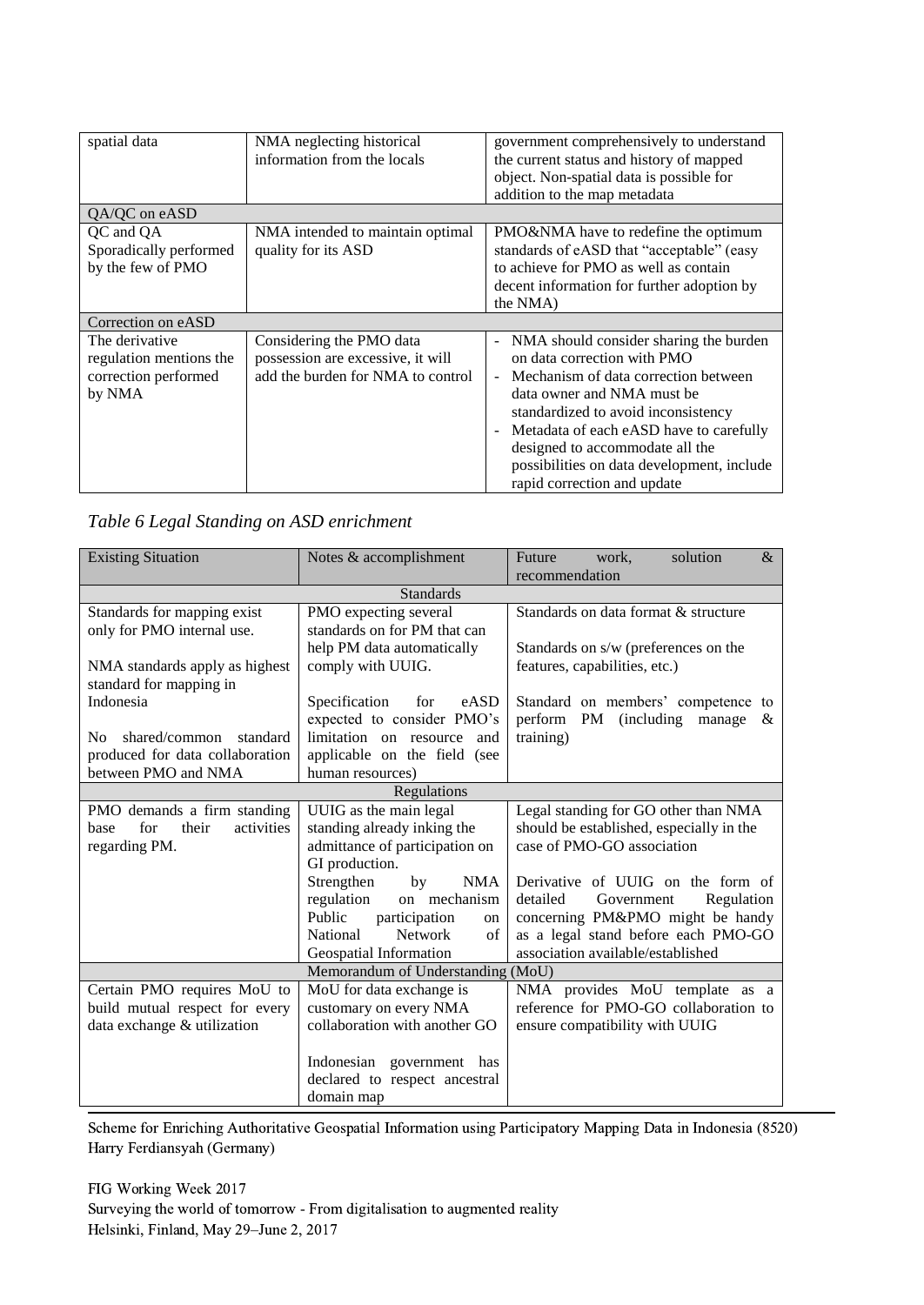| | | |
|---|---|---|
| spatial data | NMA neglecting historical information from the locals | government comprehensively to understand the current status and history of mapped object. Non-spatial data is possible for addition to the map metadata |
| QA/QC on eASD | | |
| QC and QA Sporadically performed by the few of PMO | NMA intended to maintain optimal quality for its ASD | PMO&NMA have to redefine the optimum standards of eASD that "acceptable" (easy to achieve for PMO as well as contain decent information for further adoption by the NMA) |
| Correction on eASD | | |
| The derivative regulation mentions the correction performed by NMA | Considering the PMO data possession are excessive, it will add the burden for NMA to control | - NMA should consider sharing the burden on data correction with PMO<br>- Mechanism of data correction between data owner and NMA must be standardized to avoid inconsistency<br>- Metadata of each eASD have to carefully designed to accommodate all the possibilities on data development, include rapid correction and update |

*Table 6 Legal Standing on ASD enrichment*

| Existing Situation | Notes & accomplishment | Future work, solution & recommendation |
|---|---|---|
| Standards | | |
| Standards for mapping exist only for PMO internal use.<br><br>NMA standards apply as highest standard for mapping in Indonesia<br><br>No shared/common standard produced for data collaboration between PMO and NMA | PMO expecting several standards on for PM that can help PM data automatically comply with UUIG.<br><br>Specification for eASD expected to consider PMO's limitation on resource and applicable on the field (see human resources) | Standards on data format & structure<br><br>Standards on s/w (preferences on the features, capabilities, etc.)<br><br>Standard on members' competence to perform PM (including manage & training) |
| Regulations | | |
| PMO demands a firm standing base for their activities regarding PM. | UUIG as the main legal standing already inking the admittance of participation on GI production.<br>Strengthen by NMA regulation on mechanism Public participation on National Network of Geospatial Information | Legal standing for GO other than NMA should be established, especially in the case of PMO-GO association<br><br>Derivative of UUIG on the form of detailed Government Regulation concerning PM&PMO might be handy as a legal stand before each PMO-GO association available/established |
| Memorandum of Understanding (MoU) | | |
| Certain PMO requires MoU to build mutual respect for every data exchange & utilization | MoU for data exchange is customary on every NMA collaboration with another GO<br><br>Indonesian government has declared to respect ancestral domain map | NMA provides MoU template as a reference for PMO-GO collaboration to ensure compatibility with UUIG |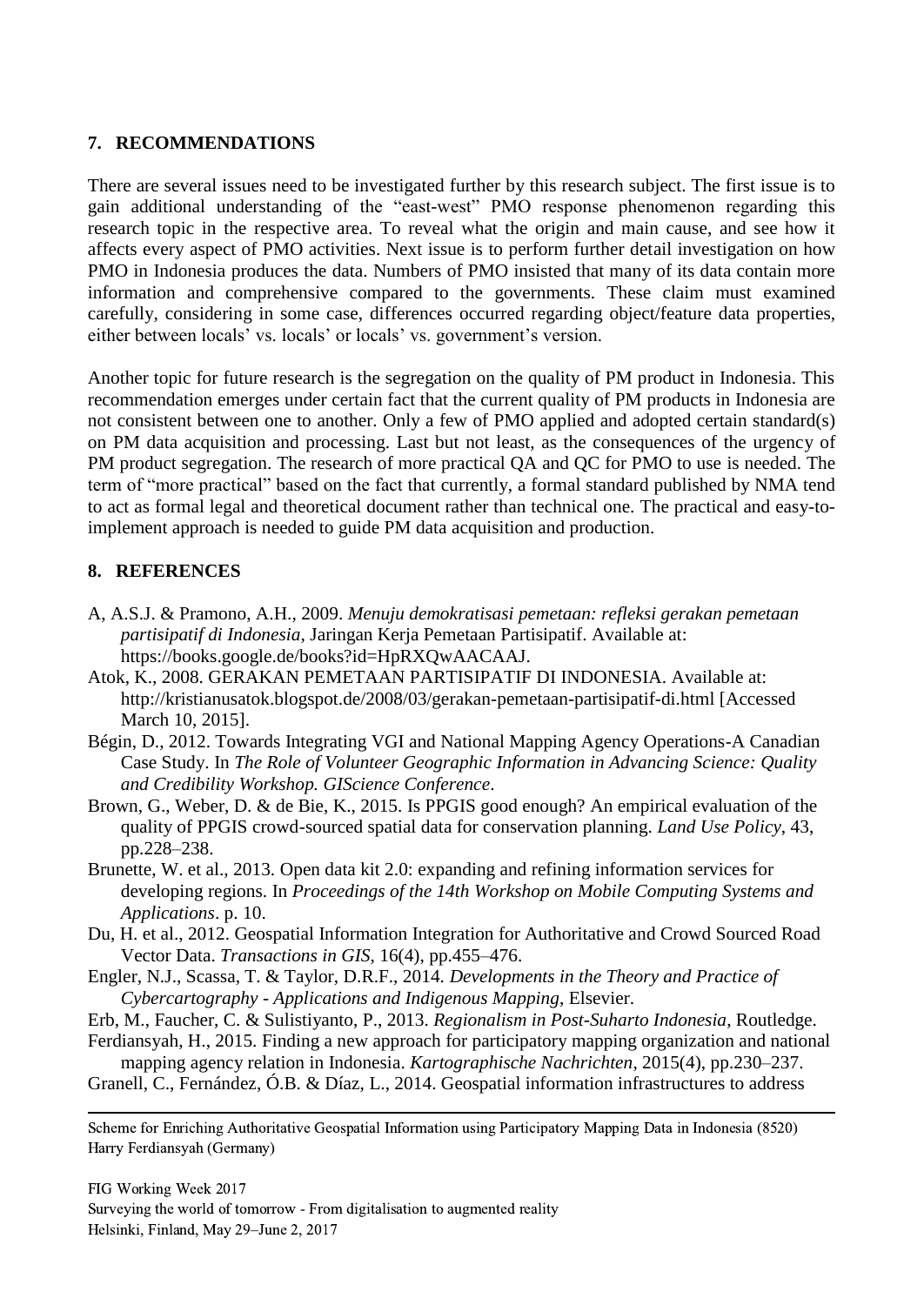## 7. RECOMMENDATIONS

There are several issues need to be investigated further by this research subject. The first issue is to gain additional understanding of the "east-west" PMO response phenomenon regarding this research topic in the respective area. To reveal what the origin and main cause, and see how it affects every aspect of PMO activities. Next issue is to perform further detail investigation on how PMO in Indonesia produces the data. Numbers of PMO insisted that many of its data contain more information and comprehensive compared to the governments. These claim must examined carefully, considering in some case, differences occurred regarding object/feature data properties, either between locals' vs. locals' or locals' vs. government's version.

Another topic for future research is the segregation on the quality of PM product in Indonesia. This recommendation emerges under certain fact that the current quality of PM products in Indonesia are not consistent between one to another. Only a few of PMO applied and adopted certain standard(s) on PM data acquisition and processing. Last but not least, as the consequences of the urgency of PM product segregation. The research of more practical QA and QC for PMO to use is needed. The term of "more practical" based on the fact that currently, a formal standard published by NMA tend to act as formal legal and theoretical document rather than technical one. The practical and easy-to-implement approach is needed to guide PM data acquisition and production.

## 8. REFERENCES

A, A.S.J. & Pramono, A.H., 2009. *Menuju demokratisasi pemetaan: refleksi gerakan pemetaan partisipatif di Indonesia*, Jaringan Kerja Pemetaan Partisipatif. Available at: https://books.google.de/books?id=HpRXQwAACAAJ.

Atok, K., 2008. GERAKAN PEMETAAN PARTISIPATIF DI INDONESIA. Available at: http://kristianusatok.blogspot.de/2008/03/gerakan-pemetaan-partisipatif-di.html [Accessed March 10, 2015].

Bégin, D., 2012. Towards Integrating VGI and National Mapping Agency Operations-A Canadian Case Study. In *The Role of Volunteer Geographic Information in Advancing Science: Quality and Credibility Workshop. GIScience Conference*.

Brown, G., Weber, D. & de Bie, K., 2015. Is PPGIS good enough? An empirical evaluation of the quality of PPGIS crowd-sourced spatial data for conservation planning. *Land Use Policy*, 43, pp.228–238.

Brunette, W. et al., 2013. Open data kit 2.0: expanding and refining information services for developing regions. In *Proceedings of the 14th Workshop on Mobile Computing Systems and Applications*. p. 10.

Du, H. et al., 2012. Geospatial Information Integration for Authoritative and Crowd Sourced Road Vector Data. *Transactions in GIS*, 16(4), pp.455–476.

Engler, N.J., Scassa, T. & Taylor, D.R.F., 2014. *Developments in the Theory and Practice of Cybercartography - Applications and Indigenous Mapping*, Elsevier.

Erb, M., Faucher, C. & Sulistiyanto, P., 2013. *Regionalism in Post-Suharto Indonesia*, Routledge.

Ferdiansyah, H., 2015. Finding a new approach for participatory mapping organization and national mapping agency relation in Indonesia. *Kartographische Nachrichten*, 2015(4), pp.230–237.

Granell, C., Fernández, Ó.B. & Díaz, L., 2014. Geospatial information infrastructures to address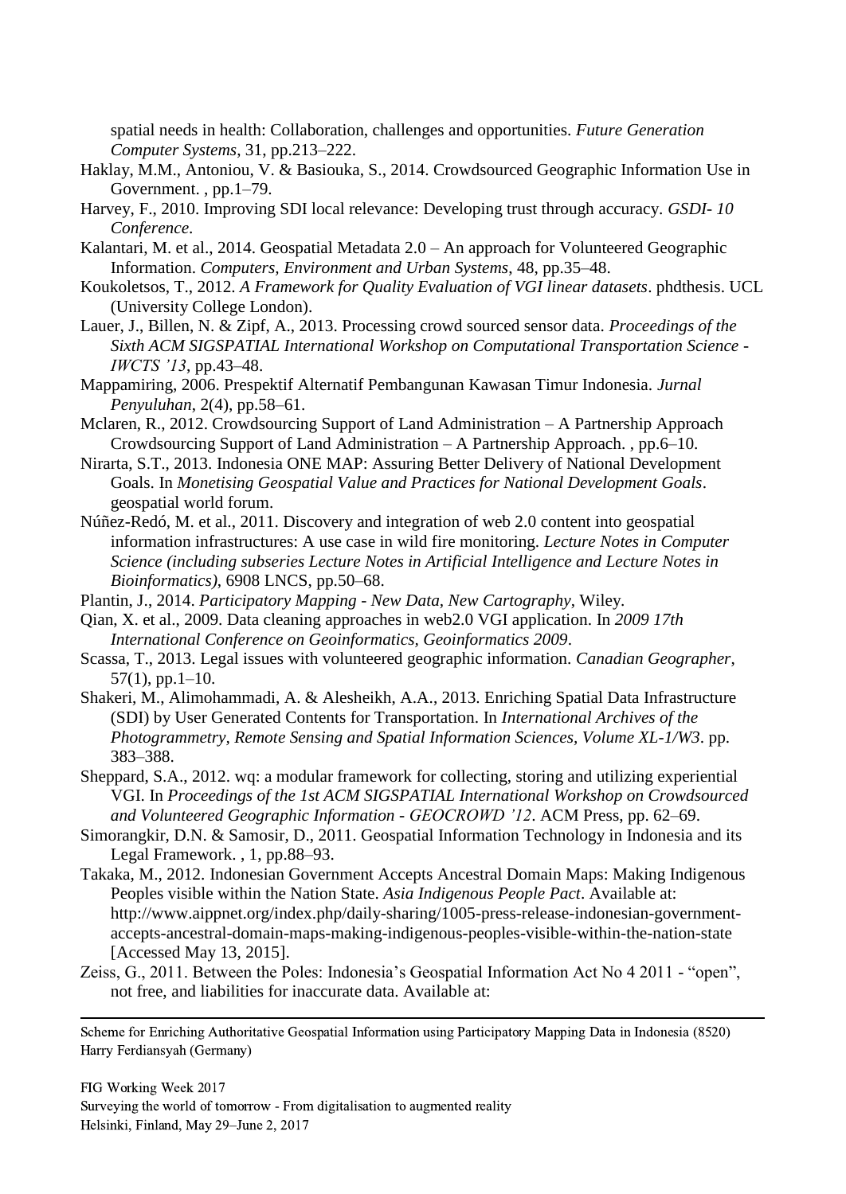spatial needs in health: Collaboration, challenges and opportunities. *Future Generation Computer Systems*, 31, pp.213–222.

Haklay, M.M., Antoniou, V. & Basiouka, S., 2014. Crowdsourced Geographic Information Use in Government. , pp.1–79.

Harvey, F., 2010. Improving SDI local relevance: Developing trust through accuracy. *GSDI- 10 Conference*.

Kalantari, M. et al., 2014. Geospatial Metadata 2.0 – An approach for Volunteered Geographic Information. *Computers, Environment and Urban Systems*, 48, pp.35–48.

Koukoletsos, T., 2012. *A Framework for Quality Evaluation of VGI linear datasets*. phdthesis. UCL (University College London).

Lauer, J., Billen, N. & Zipf, A., 2013. Processing crowd sourced sensor data. *Proceedings of the Sixth ACM SIGSPATIAL International Workshop on Computational Transportation Science - IWCTS '13*, pp.43–48.

Mappamiring, 2006. Prespektif Alternatif Pembangunan Kawasan Timur Indonesia. *Jurnal Penyuluhan*, 2(4), pp.58–61.

Mclaren, R., 2012. Crowdsourcing Support of Land Administration – A Partnership Approach Crowdsourcing Support of Land Administration – A Partnership Approach. , pp.6–10.

Nirarta, S.T., 2013. Indonesia ONE MAP: Assuring Better Delivery of National Development Goals. In *Monetising Geospatial Value and Practices for National Development Goals*. geospatial world forum.

Núñez-Redó, M. et al., 2011. Discovery and integration of web 2.0 content into geospatial information infrastructures: A use case in wild fire monitoring. *Lecture Notes in Computer Science (including subseries Lecture Notes in Artificial Intelligence and Lecture Notes in Bioinformatics)*, 6908 LNCS, pp.50–68.

Plantin, J., 2014. *Participatory Mapping - New Data, New Cartography*, Wiley.

Qian, X. et al., 2009. Data cleaning approaches in web2.0 VGI application. In *2009 17th International Conference on Geoinformatics, Geoinformatics 2009*.

Scassa, T., 2013. Legal issues with volunteered geographic information. *Canadian Geographer*, 57(1), pp.1–10.

Shakeri, M., Alimohammadi, A. & Alesheikh, A.A., 2013. Enriching Spatial Data Infrastructure (SDI) by User Generated Contents for Transportation. In *International Archives of the Photogrammetry, Remote Sensing and Spatial Information Sciences, Volume XL-1/W3*. pp. 383–388.

Sheppard, S.A., 2012. wq: a modular framework for collecting, storing and utilizing experiential VGI. In *Proceedings of the 1st ACM SIGSPATIAL International Workshop on Crowdsourced and Volunteered Geographic Information - GEOCROWD '12*. ACM Press, pp. 62–69.

Simorangkir, D.N. & Samosir, D., 2011. Geospatial Information Technology in Indonesia and its Legal Framework. , 1, pp.88–93.

Takaka, M., 2012. Indonesian Government Accepts Ancestral Domain Maps: Making Indigenous Peoples visible within the Nation State. *Asia Indigenous People Pact*. Available at: http://www.aippnet.org/index.php/daily-sharing/1005-press-release-indonesian-government-accepts-ancestral-domain-maps-making-indigenous-peoples-visible-within-the-nation-state [Accessed May 13, 2015].

Zeiss, G., 2011. Between the Poles: Indonesia's Geospatial Information Act No 4 2011 - "open", not free, and liabilities for inaccurate data. Available at: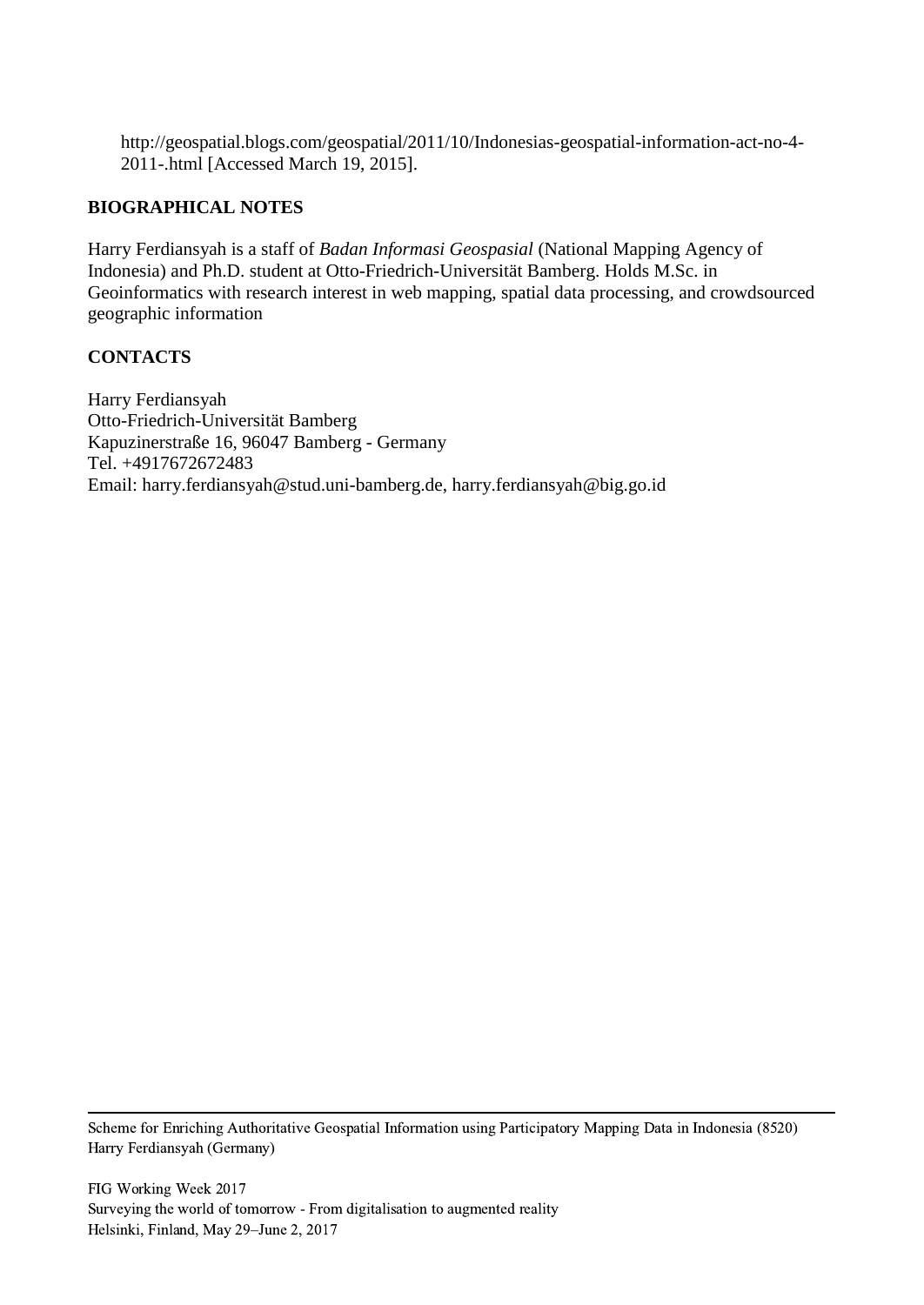http://geospatial.blogs.com/geospatial/2011/10/Indonesias-geospatial-information-act-no-4-2011-.html [Accessed March 19, 2015].

## BIOGRAPHICAL NOTES

Harry Ferdiansyah is a staff of *Badan Informasi Geospasial* (National Mapping Agency of Indonesia) and Ph.D. student at Otto-Friedrich-Universität Bamberg. Holds M.Sc. in Geoinformatics with research interest in web mapping, spatial data processing, and crowdsourced geographic information

## CONTACTS

Harry Ferdiansyah
Otto-Friedrich-Universität Bamberg
Kapuzinerstraße 16, 96047 Bamberg - Germany
Tel. +4917672672483
Email: harry.ferdiansyah@stud.uni-bamberg.de, harry.ferdiansyah@big.go.id